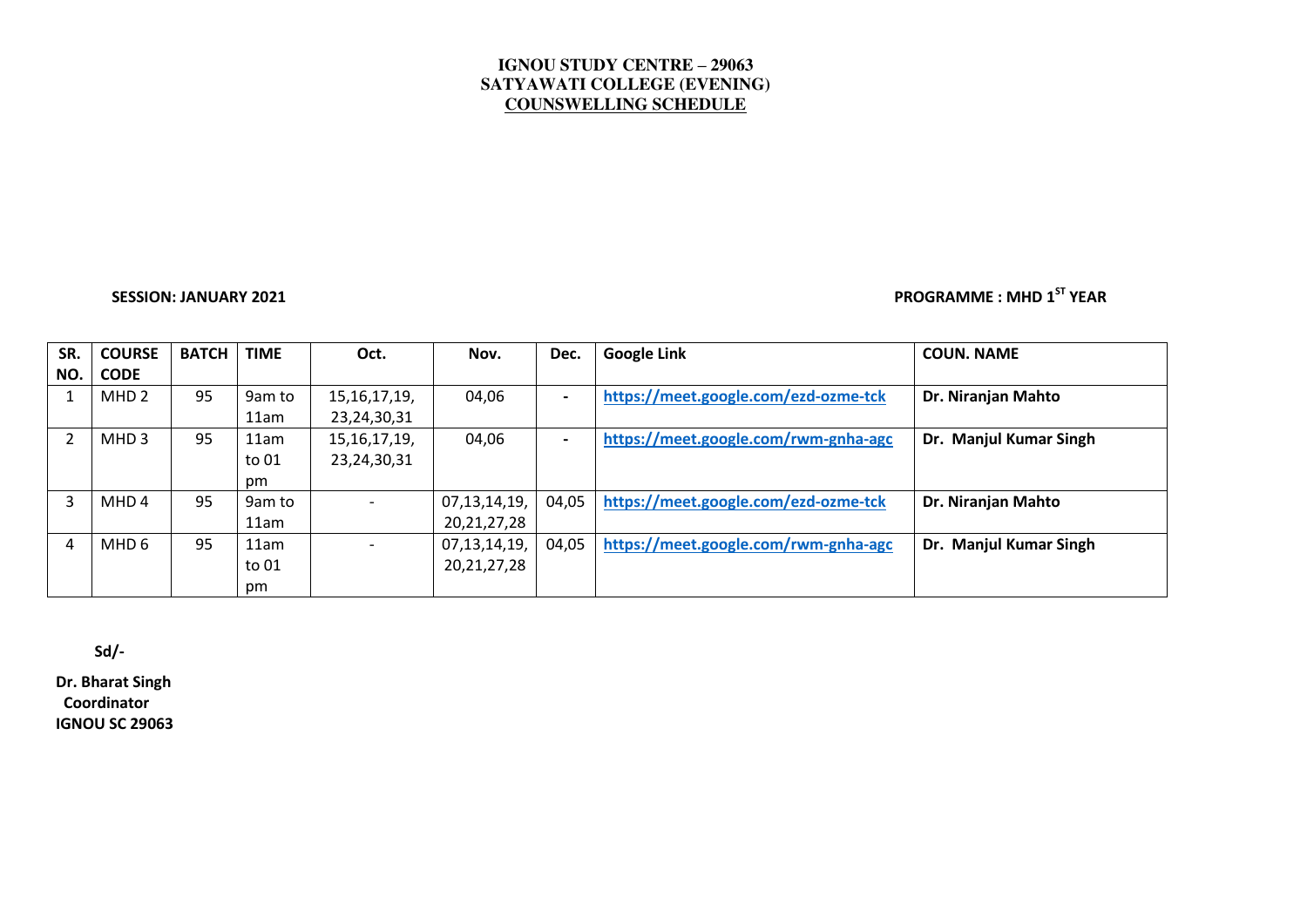**IGNOU STUDY CENTRE – 29063**
**SATYAWATI COLLEGE (EVENING)**
**COUNSWELLING SCHEDULE**

**SESSION: JANUARY 2021**

**PROGRAMME : MHD 1ST YEAR**

| SR. NO. | COURSE CODE | BATCH | TIME | Oct. | Nov. | Dec. | Google Link | COUN. NAME |
|---|---|---|---|---|---|---|---|---|
| 1 | MHD 2 | 95 | 9am to 11am | 15,16,17,19, 23,24,30,31 | 04,06 | - | https://meet.google.com/ezd-ozme-tck | Dr. Niranjan Mahto |
| 2 | MHD 3 | 95 | 11am to 01 pm | 15,16,17,19, 23,24,30,31 | 04,06 | - | https://meet.google.com/rwm-gnha-agc | Dr. Manjul Kumar Singh |
| 3 | MHD 4 | 95 | 9am to 11am | - | 07,13,14,19, 20,21,27,28 | 04,05 | https://meet.google.com/ezd-ozme-tck | Dr. Niranjan Mahto |
| 4 | MHD 6 | 95 | 11am to 01 pm | - | 07,13,14,19, 20,21,27,28 | 04,05 | https://meet.google.com/rwm-gnha-agc | Dr. Manjul Kumar Singh |

**Sd/-**

**Dr. Bharat Singh**
**Coordinator**
**IGNOU SC 29063**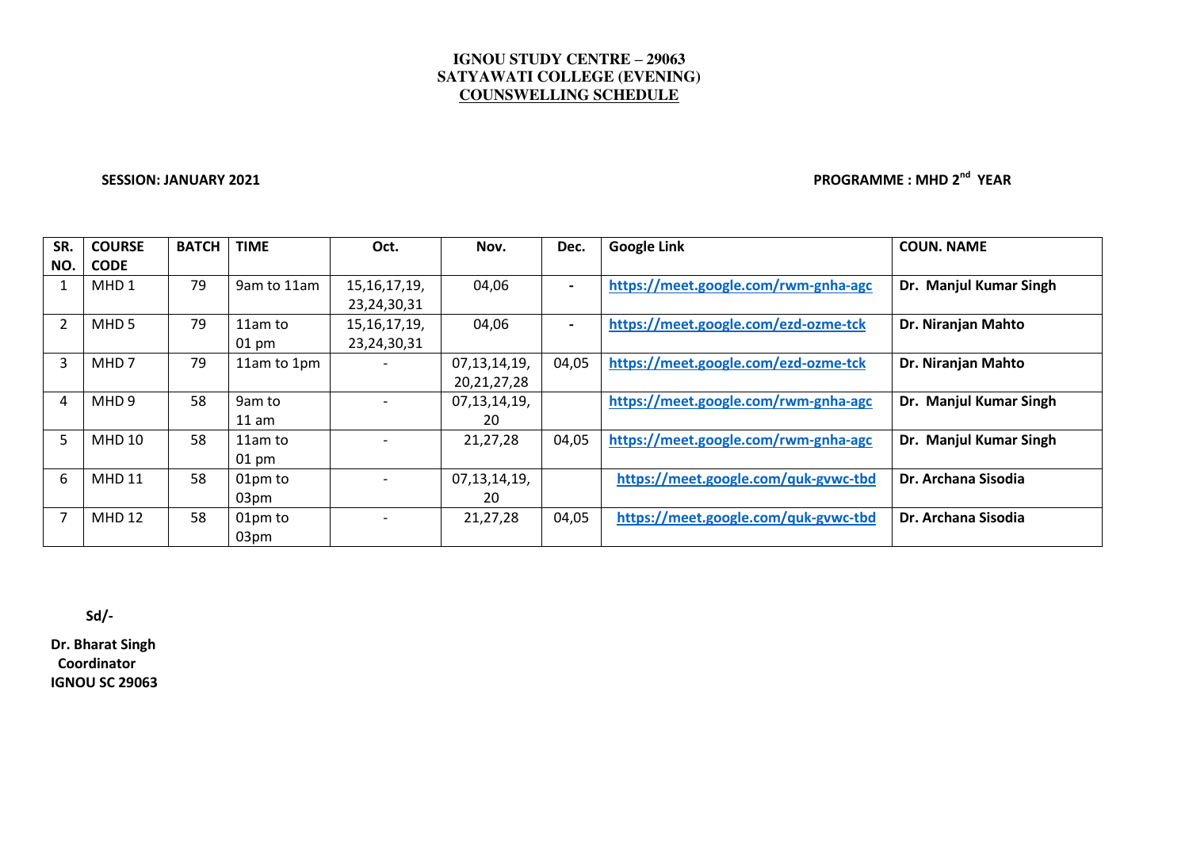**IGNOU STUDY CENTRE – 29063**
**SATYAWATI COLLEGE (EVENING)**
**COUNSWELLING SCHEDULE**

**SESSION: JANUARY 2021** **PROGRAMME : MHD 2nd YEAR**

| SR. NO. | COURSE CODE | BATCH | TIME | Oct. | Nov. | Dec. | Google Link | COUN. NAME |
|---|---|---|---|---|---|---|---|---|
| 1 | MHD 1 | 79 | 9am to 11am | 15,16,17,19, 23,24,30,31 | 04,06 | - | https://meet.google.com/rwm-gnha-agc | Dr. Manjul Kumar Singh |
| 2 | MHD 5 | 79 | 11am to 01 pm | 15,16,17,19, 23,24,30,31 | 04,06 | - | https://meet.google.com/ezd-ozme-tck | Dr. Niranjan Mahto |
| 3 | MHD 7 | 79 | 11am to 1pm | - | 07,13,14,19, 20,21,27,28 | 04,05 | https://meet.google.com/ezd-ozme-tck | Dr. Niranjan Mahto |
| 4 | MHD 9 | 58 | 9am to 11 am | - | 07,13,14,19, 20 | | https://meet.google.com/rwm-gnha-agc | Dr. Manjul Kumar Singh |
| 5 | MHD 10 | 58 | 11am to 01 pm | - | 21,27,28 | 04,05 | https://meet.google.com/rwm-gnha-agc | Dr. Manjul Kumar Singh |
| 6 | MHD 11 | 58 | 01pm to 03pm | - | 07,13,14,19, 20 | | https://meet.google.com/quk-gvwc-tbd | Dr. Archana Sisodia |
| 7 | MHD 12 | 58 | 01pm to 03pm | - | 21,27,28 | 04,05 | https://meet.google.com/quk-gvwc-tbd | Dr. Archana Sisodia |

**Sd/-**

**Dr. Bharat Singh**
**Coordinator**
**IGNOU SC 29063**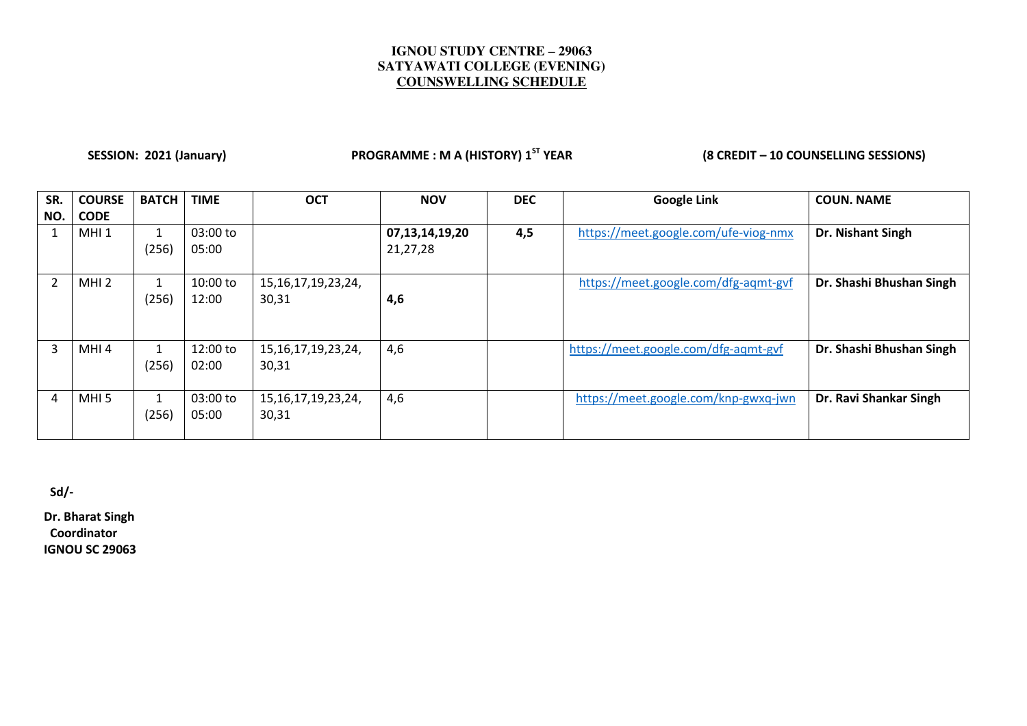**IGNOU STUDY CENTRE – 29063**
**SATYAWATI COLLEGE (EVENING)**
**COUNSWELLING SCHEDULE**

**SESSION: 2021 (January)** **PROGRAMME : M A (HISTORY) 1ST YEAR** **(8 CREDIT – 10 COUNSELLING SESSIONS)**

| SR. NO. | COURSE CODE | BATCH | TIME | OCT | NOV | DEC | Google Link | COUN. NAME |
|---|---|---|---|---|---|---|---|---|
| 1 | MHI 1 | 1 (256) | 03:00 to 05:00 | | **07,13,14,19,20** 21,27,28 | **4,5** | https://meet.google.com/ufe-viog-nmx | **Dr. Nishant Singh** |
| 2 | MHI 2 | 1 (256) | 10:00 to 12:00 | 15,16,17,19,23,24, 30,31 | **4,6** | | https://meet.google.com/dfg-aqmt-gvf | **Dr. Shashi Bhushan Singh** |
| 3 | MHI 4 | 1 (256) | 12:00 to 02:00 | 15,16,17,19,23,24, 30,31 | 4,6 | | https://meet.google.com/dfg-aqmt-gvf | **Dr. Shashi Bhushan Singh** |
| 4 | MHI 5 | 1 (256) | 03:00 to 05:00 | 15,16,17,19,23,24, 30,31 | 4,6 | | https://meet.google.com/knp-gwxq-jwn | **Dr. Ravi Shankar Singh** |

**Sd/-**

**Dr. Bharat Singh**
**Coordinator**
**IGNOU SC 29063**